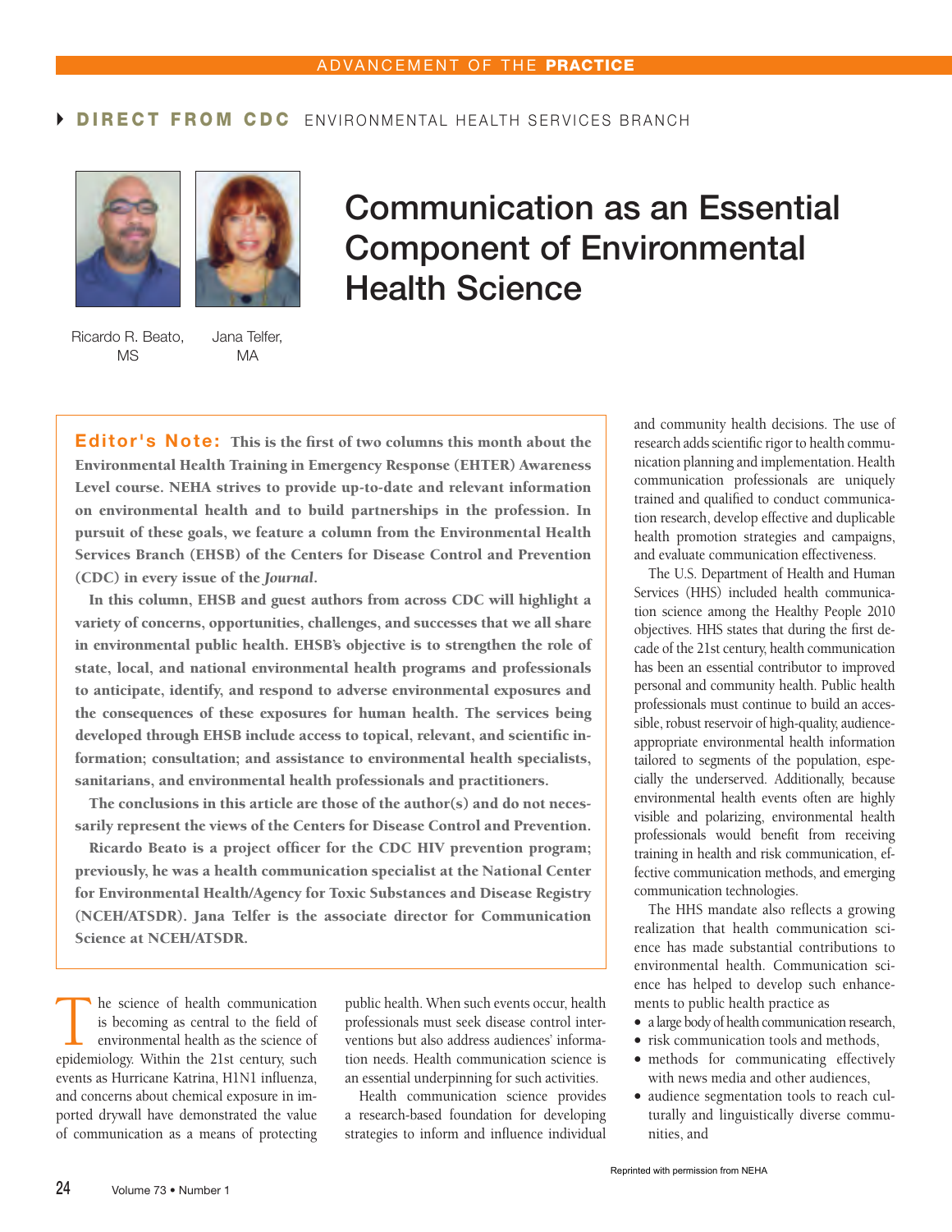ADVANCEMENT OF THE **PRACTICE**

**DIRECT FROM CDC** ENVIRONMENTAL HEALTH SERVICES BRANCH

# Communication as an Essential Component of Environmental Health Science

Ricardo R. Beato, MS

Jana Telfer, MA

**Editor's Note: This is the first of two columns this month about the Environmental Health Training in Emergency Response (EHTER) Awareness Level course. NEHA strives to provide up-to-date and relevant information on environmental health and to build partnerships in the profession. In pursuit of these goals, we feature a column from the Environmental Health Services Branch (EHSB) of the Centers for Disease Control and Prevention (CDC) in every issue of the *Journal*.**

**In this column, EHSB and guest authors from across CDC will highlight a variety of concerns, opportunities, challenges, and successes that we all share in environmental public health. EHSB's objective is to strengthen the role of state, local, and national environmental health programs and professionals to anticipate, identify, and respond to adverse environmental exposures and the consequences of these exposures for human health. The services being developed through EHSB include access to topical, relevant, and scientific information; consultation; and assistance to environmental health specialists, sanitarians, and environmental health professionals and practitioners.**

**The conclusions in this article are those of the author(s) and do not necessarily represent the views of the Centers for Disease Control and Prevention.**

**Ricardo Beato is a project officer for the CDC HIV prevention program; previously, he was a health communication specialist at the National Center for Environmental Health/Agency for Toxic Substances and Disease Registry (NCEH/ATSDR). Jana Telfer is the associate director for Communication Science at NCEH/ATSDR.**

The science of health communication is becoming as central to the field of environmental health as the science of epidemiology. Within the 21st century, such events as Hurricane Katrina, H1N1 influenza, and concerns about chemical exposure in imported drywall have demonstrated the value of communication as a means of protecting public health. When such events occur, health professionals must seek disease control interventions but also address audiences' information needs. Health communication science is an essential underpinning for such activities.

Health communication science provides a research-based foundation for developing strategies to inform and influence individual and community health decisions. The use of research adds scientific rigor to health communication planning and implementation. Health communication professionals are uniquely trained and qualified to conduct communication research, develop effective and duplicable health promotion strategies and campaigns, and evaluate communication effectiveness.

The U.S. Department of Health and Human Services (HHS) included health communication science among the Healthy People 2010 objectives. HHS states that during the first decade of the 21st century, health communication has been an essential contributor to improved personal and community health. Public health professionals must continue to build an accessible, robust reservoir of high-quality, audience-appropriate environmental health information tailored to segments of the population, especially the underserved. Additionally, because environmental health events often are highly visible and polarizing, environmental health professionals would benefit from receiving training in health and risk communication, effective communication methods, and emerging communication technologies.

The HHS mandate also reflects a growing realization that health communication science has made substantial contributions to environmental health. Communication science has helped to develop such enhancements to public health practice as

- a large body of health communication research,
- risk communication tools and methods,
- methods for communicating effectively with news media and other audiences,
- audience segmentation tools to reach culturally and linguistically diverse communities, and

Reprinted with permission from NEHA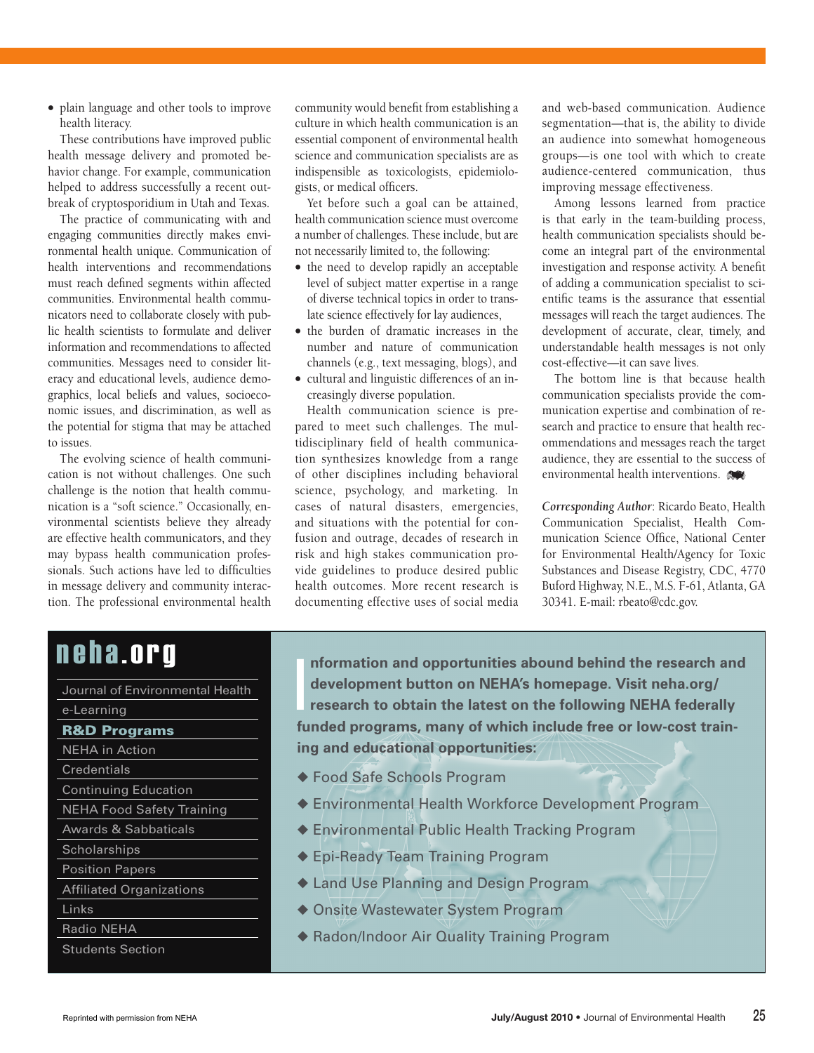- plain language and other tools to improve health literacy.

These contributions have improved public health message delivery and promoted behavior change. For example, communication helped to address successfully a recent outbreak of cryptosporidium in Utah and Texas.

The practice of communicating with and engaging communities directly makes environmental health unique. Communication of health interventions and recommendations must reach defined segments within affected communities. Environmental health communicators need to collaborate closely with public health scientists to formulate and deliver information and recommendations to affected communities. Messages need to consider literacy and educational levels, audience demographics, local beliefs and values, socioeconomic issues, and discrimination, as well as the potential for stigma that may be attached to issues.

The evolving science of health communication is not without challenges. One such challenge is the notion that health communication is a "soft science." Occasionally, environmental scientists believe they already are effective health communicators, and they may bypass health communication professionals. Such actions have led to difficulties in message delivery and community interaction. The professional environmental health community would benefit from establishing a culture in which health communication is an essential component of environmental health science and communication specialists are as indispensible as toxicologists, epidemiologists, or medical officers.

Yet before such a goal can be attained, health communication science must overcome a number of challenges. These include, but are not necessarily limited to, the following:

- the need to develop rapidly an acceptable level of subject matter expertise in a range of diverse technical topics in order to translate science effectively for lay audiences,
- the burden of dramatic increases in the number and nature of communication channels (e.g., text messaging, blogs), and
- cultural and linguistic differences of an increasingly diverse population.

Health communication science is prepared to meet such challenges. The multidisciplinary field of health communication synthesizes knowledge from a range of other disciplines including behavioral science, psychology, and marketing. In cases of natural disasters, emergencies, and situations with the potential for confusion and outrage, decades of research in risk and high stakes communication provide guidelines to produce desired public health outcomes. More recent research is documenting effective uses of social media and web-based communication. Audience segmentation—that is, the ability to divide an audience into somewhat homogeneous groups—is one tool with which to create audience-centered communication, thus improving message effectiveness.

Among lessons learned from practice is that early in the team-building process, health communication specialists should become an integral part of the environmental investigation and response activity. A benefit of adding a communication specialist to scientific teams is the assurance that essential messages will reach the target audiences. The development of accurate, clear, timely, and understandable health messages is not only cost-effective—it can save lives.

The bottom line is that because health communication specialists provide the communication expertise and combination of research and practice to ensure that health recommendations and messages reach the target audience, they are essential to the success of environmental health interventions.

*Corresponding Author*: Ricardo Beato, Health Communication Specialist, Health Communication Science Office, National Center for Environmental Health/Agency for Toxic Substances and Disease Registry, CDC, 4770 Buford Highway, N.E., M.S. F-61, Atlanta, GA 30341. E-mail: rbeato@cdc.gov.

## neha.org

- Journal of Environmental Health
- e-Learning
- **R&D Programs**
- NEHA in Action
- Credentials
- Continuing Education
- NEHA Food Safety Training
- Awards & Sabbaticals
- Scholarships
- Position Papers
- Affiliated Organizations
- Links
- Radio NEHA
- Students Section

**Information and opportunities abound behind the research and development button on NEHA's homepage. Visit neha.org/research to obtain the latest on the following NEHA federally funded programs, many of which include free or low-cost training and educational opportunities:**

- Food Safe Schools Program
- Environmental Health Workforce Development Program
- Environmental Public Health Tracking Program
- Epi-Ready Team Training Program
- Land Use Planning and Design Program
- Onsite Wastewater System Program
- Radon/Indoor Air Quality Training Program

Reprinted with permission from NEHA